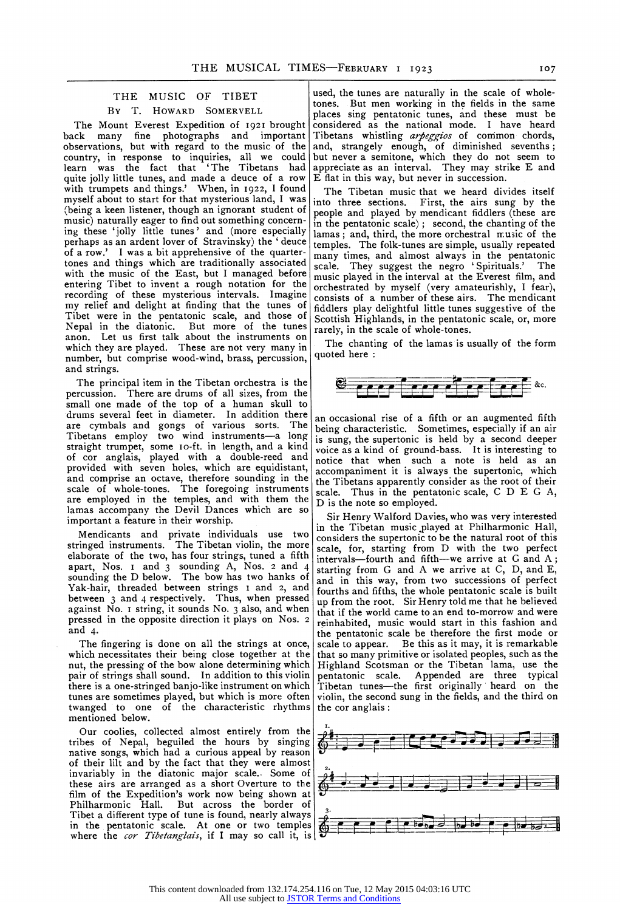# THE MUSIC OF TIBET

By T. Howard Somervell

The Mount Everest Expedition of 1921 brought back many fine photographs and important observations, but with regard to the music of the country, in response to inquiries, all we could learn was the fact that 'The Tibetans had quite jolly little tunes, and made a deuce of a row with trumpets and things.' When, in 1922, I found myself about to start for that mysterious land, I was (being a keen listener, though an ignorant student of music) naturally eager to find out something concerning these 'jolly little tunes' and (more especially perhaps as an ardent lover of Stravinsky) the 'deuce of a row.' I was a bit apprehensive of the quarter-tones and things which are traditionally associated with the music of the East, but I managed before entering Tibet to invent a rough notation for the recording of these mysterious intervals. Imagine my relief and delight at finding that the tunes of Tibet were in the pentatonic scale, and those of Nepal in the diatonic. But more of the tunes anon. Let us first talk about the instruments on which they are played. These are not very many in number, but comprise wood-wind, brass, percussion, and strings.

The principal item in the Tibetan orchestra is the percussion. There are drums of all sizes, from the small one made of the top of a human skull to drums several feet in diameter. In addition there are cymbals and gongs of various sorts. The Tibetans employ two wind instruments—a long straight trumpet, some 10-ft. in length, and a kind of cor anglais, played with a double-reed and provided with seven holes, which are equidistant, and comprise an octave, therefore sounding in the scale of whole-tones. The foregoing instruments are employed in the temples, and with them the lamas accompany the Devil Dances which are so important a feature in their worship.

Mendicants and private individuals use two stringed instruments. The Tibetan violin, the more elaborate of the two, has four strings, tuned a fifth apart, Nos. 1 and 3 sounding A, Nos. 2 and 4 sounding the D below. The bow has two hanks of Yak-hair, threaded between strings 1 and 2, and between 3 and 4 respectively. Thus, when pressed against No. 1 string, it sounds No. 3 also, and when pressed in the opposite direction it plays on Nos. 2 and 4.

The fingering is done on all the strings at once, which necessitates their being close together at the nut, the pressing of the bow alone determining which pair of strings shall sound. In addition to this violin there is a one-stringed banjo-like instrument on which tunes are sometimes played, but which is more often twanged to one of the characteristic rhythms mentioned below.

Our coolies, collected almost entirely from the tribes of Nepal, beguiled the hours by singing native songs, which had a curious appeal by reason of their lilt and by the fact that they were almost invariably in the diatonic major scale. Some of these airs are arranged as a short Overture to the film of the Expedition's work now being shown at Philharmonic Hall. But across the border of Tibet a different type of tune is found, nearly always in the pentatonic scale. At one or two temples where the *cor Tibetanglais*, if I may so call it, is used, the tunes are naturally in the scale of whole-tones. But men working in the fields in the same places sing pentatonic tunes, and these must be considered as the national mode. I have heard Tibetans whistling *arpeggios* of common chords, and, strangely enough, of diminished sevenths; but never a semitone, which they do not seem to appreciate as an interval. They may strike E and E flat in this way, but never in succession.

The Tibetan music that we heard divides itself into three sections. First, the airs sung by the people and played by mendicant fiddlers (these are in the pentatonic scale); second, the chanting of the lamas; and, third, the more orchestral music of the temples. The folk-tunes are simple, usually repeated many times, and almost always in the pentatonic scale. They suggest the negro 'Spirituals.' The music played in the interval at the Everest film, and orchestrated by myself (very amateurishly, I fear), consists of a number of these airs. The mendicant fiddlers play delightful little tunes suggestive of the Scottish Highlands, in the pentatonic scale, or, more rarely, in the scale of whole-tones.

The chanting of the lamas is usually of the form quoted here:

&c.

an occasional rise of a fifth or an augmented fifth being characteristic. Sometimes, especially if an air is sung, the supertonic is held by a second deeper voice as a kind of ground-bass. It is interesting to notice that when such a note is held as an accompaniment it is always the supertonic, which the Tibetans apparently consider as the root of their scale. Thus in the pentatonic scale, C D E G A, D is the note so employed.

Sir Henry Walford Davies, who was very interested in the Tibetan music played at Philharmonic Hall, considers the supertonic to be the natural root of this scale, for, starting from D with the two perfect intervals—fourth and fifth—we arrive at G and A; starting from G and A we arrive at C, D, and E, and in this way, from two successions of perfect fourths and fifths, the whole pentatonic scale is built up from the root. Sir Henry told me that he believed that if the world came to an end to-morrow and were reinhabited, music would start in this fashion and the pentatonic scale be therefore the first mode or scale to appear. Be this as it may, it is remarkable that so many primitive or isolated peoples, such as the Highland Scotsman or the Tibetan lama, use the pentatonic scale. Appended are three typical Tibetan tunes—the first originally heard on the violin, the second sung in the fields, and the third on the cor anglais:

1.

2.

3.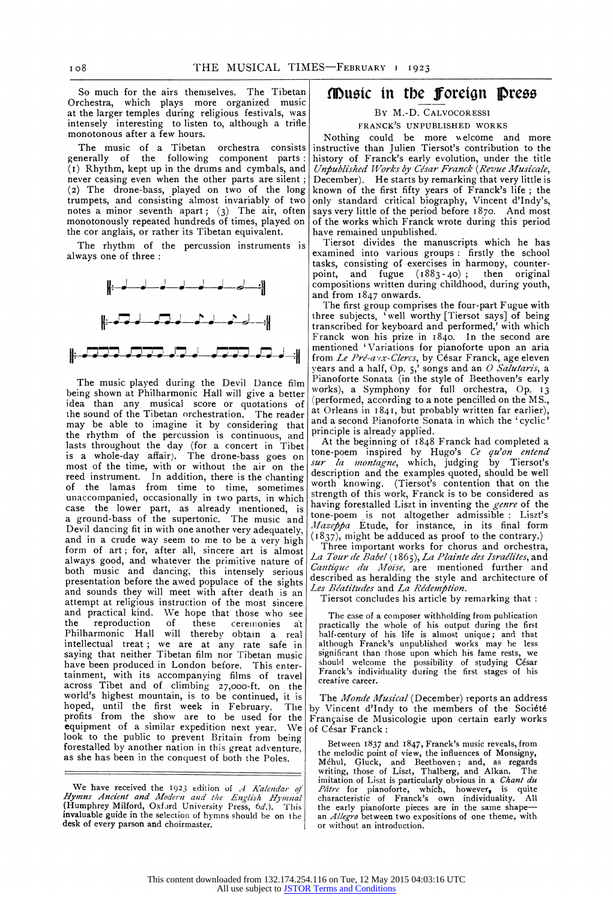So much for the airs themselves. The Tibetan Orchestra, which plays more organized music at the larger temples during religious festivals, was intensely interesting to listen to, although a trifle monotonous after a few hours.

The music of a Tibetan orchestra consists generally of the following component parts: (1) Rhythm, kept up in the drums and cymbals, and never ceasing even when the other parts are silent; (2) The drone-bass, played on two of the long trumpets, and consisting almost invariably of two notes a minor seventh apart; (3) The air, often monotonously repeated hundreds of times, played on the cor anglais, or rather its Tibetan equivalent.

The rhythm of the percussion instruments is always one of three:

The music played during the Devil Dance film being shown at Philharmonic Hall will give a better idea than any musical score or quotations of the sound of the Tibetan orchestration. The reader may be able to imagine it by considering that the rhythm of the percussion is continuous, and lasts throughout the day (for a concert in Tibet is a whole-day affair). The drone-bass goes on most of the time, with or without the air on the reed instrument. In addition, there is the chanting of the lamas from time to time, sometimes unaccompanied, occasionally in two parts, in which case the lower part, as already mentioned, is a ground-bass of the supertonic. The music and Devil dancing fit in with one another very adequately, and in a crude way seem to me to be a very high form of art; for, after all, sincere art is almost always good, and whatever the primitive nature of both music and dancing, this intensely serious presentation before the awed populace of the sights and sounds they will meet with after death is an attempt at religious instruction of the most sincere and practical kind. We hope that those who see the reproduction of these ceremonies at Philharmonic Hall will thereby obtain a real intellectual treat; we are at any rate safe in saying that neither Tibetan film nor Tibetan music have been produced in London before. This entertainment, with its accompanying films of travel across Tibet and of climbing 27,000-ft. on the world's highest mountain, is to be continued, it is hoped, until the first week in February. The profits from the show are to be used for the equipment of a similar expedition next year. We look to the public to prevent Britain from being forestalled by another nation in this great adventure, as she has been in the conquest of both the Poles.

---

We have received the 1923 edition of *A Kalendar of Hymns Ancient and Modern and the English Hymnal* (Humphrey Milford, Oxford University Press, 6*d*.). This invaluable guide in the selection of hymns should be on the desk of every parson and choirmaster.

# Music in the Foreign Press

By M.-D. Calvocoressi

## FRANCK'S UNPUBLISHED WORKS

Nothing could be more welcome and more instructive than Julien Tiersot's contribution to the history of Franck's early evolution, under the title *Unpublished Works by César Franck* (*Revue Musicale*, December). He starts by remarking that very little is known of the first fifty years of Franck's life; the only standard critical biography, Vincent d'Indy's, says very little of the period before 1870. And most of the works which Franck wrote during this period have remained unpublished.

Tiersot divides the manuscripts which he has examined into various groups: firstly the school tasks, consisting of exercises in harmony, counterpoint, and fugue (1883-40); then original compositions written during childhood, during youth, and from 1847 onwards.

The first group comprises the four-part Fugue with three subjects, 'well worthy [Tiersot says] of being transcribed for keyboard and performed,' with which Franck won his prize in 1840. In the second are mentioned 'Variations for pianoforte upon an aria from *Le Pré-aux-Clercs*, by César Franck, age eleven years and a half, Op. 5,' songs and an *O Salutaris*, a Pianoforte Sonata (in the style of Beethoven's early works), a Symphony for full orchestra, Op. 13 (performed, according to a note pencilled on the MS., at Orleans in 1841, but probably written far earlier), and a second Pianoforte Sonata in which the 'cyclic' principle is already applied.

At the beginning of 1848 Franck had completed a tone-poem inspired by Hugo's *Ce qu'on entend sur la montagne*, which, judging by Tiersot's description and the examples quoted, should be well worth knowing. (Tiersot's contention that on the strength of this work, Franck is to be considered as having forestalled Liszt in inventing the *genre* of the tone-poem is not altogether admissible: Liszt's *Mazeppa* Étude, for instance, in its final form (1837), might be adduced as proof to the contrary.)

Three important works for chorus and orchestra, *La Tour de Babel* (1865), *La Plainte des Israélites*, and *Cantique du Moïse*, are mentioned further and described as heralding the style and architecture of *Les Béatitudes* and *La Rédemption*.

Tiersot concludes his article by remarking that:

> The case of a composer withholding from publication practically the whole of his output during the first half-century of his life is almost unique; and that although Franck's unpublished works may be less significant than those upon which his fame rests, we should welcome the possibility of studying César Franck's individuality during the first stages of his creative career.

The *Monde Musical* (December) reports an address by Vincent d'Indy to the members of the Société Française de Musicologie upon certain early works of César Franck:

> Between 1837 and 1847, Franck's music reveals, from the melodic point of view, the influences of Monsigny, Méhul, Gluck, and Beethoven; and, as regards writing, those of Liszt, Thalberg, and Alkan. The imitation of Liszt is particularly obvious in a *Chant du Pâtre* for pianoforte, which, however, is quite characteristic of Franck's own individuality. All the early pianoforte pieces are in the same shape—an *Allegro* between two expositions of one theme, with or without an introduction.